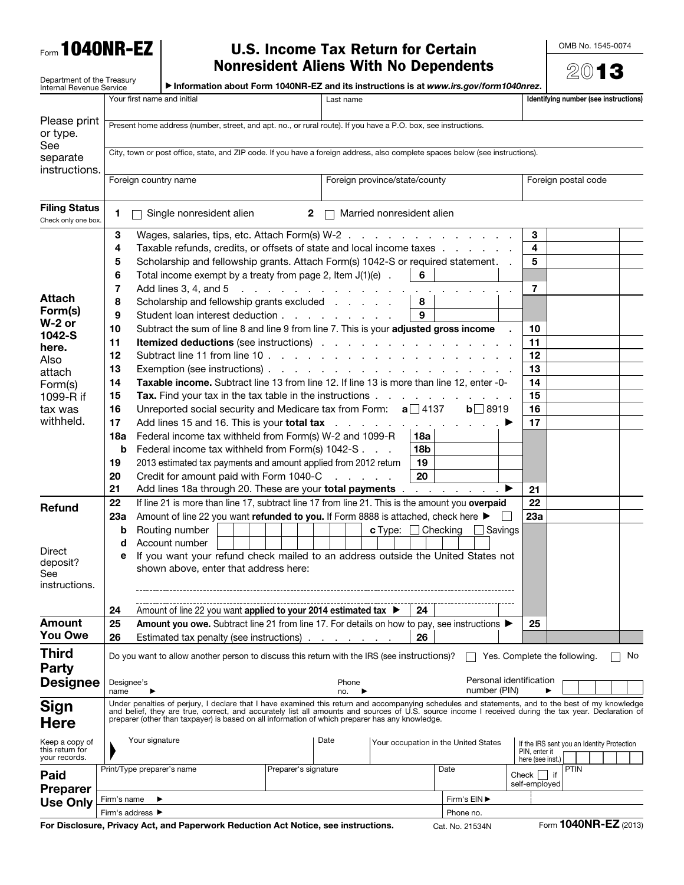Form **1040NR-EZ**

Department of the Treasury
Internal Revenue Service

# U.S. Income Tax Return for Certain Nonresident Aliens With No Dependents

▶ Information about Form 1040NR-EZ and its instructions is at *www.irs.gov/form1040nrez*.

OMB No. 1545-0074

**2013**

Please print or type. See separate instructions.

| Your first name and initial | Last name | Identifying number (see instructions) |
|---|---|---|
| Present home address (number, street, and apt. no., or rural route). If you have a P.O. box, see instructions. | | |
| City, town or post office, state, and ZIP code. If you have a foreign address, also complete spaces below (see instructions). | | |
| Foreign country name | Foreign province/state/county | Foreign postal code |

**Filing Status** — Check only one box.

1 ☐ Single nonresident alien    2 ☐ Married nonresident alien

**Attach Form(s) W-2 or 1042-S here.** Also attach Form(s) 1099-R if tax was withheld.

| Line | Description | Line box | Amount |
|---|---|---|---|
| 3 | Wages, salaries, tips, etc. Attach Form(s) W-2 | 3 | |
| 4 | Taxable refunds, credits, or offsets of state and local income taxes | 4 | |
| 5 | Scholarship and fellowship grants. Attach Form(s) 1042-S or required statement | 5 | |
| 6 | Total income exempt by a treaty from page 2, Item J(1)(e) | 6 | |
| 7 | Add lines 3, 4, and 5 | 7 | |
| 8 | Scholarship and fellowship grants excluded | 8 | |
| 9 | Student loan interest deduction | 9 | |
| 10 | Subtract the sum of line 8 and line 9 from line 7. This is your **adjusted gross income** | 10 | |
| 11 | **Itemized deductions** (see instructions) | 11 | |
| 12 | Subtract line 11 from line 10 | 12 | |
| 13 | Exemption (see instructions) | 13 | |
| 14 | **Taxable income.** Subtract line 13 from line 12. If line 13 is more than line 12, enter -0- | 14 | |
| 15 | **Tax.** Find your tax in the tax table in the instructions | 15 | |
| 16 | Unreported social security and Medicare tax from Form: **a** ☐ 4137 **b** ☐ 8919 | 16 | |
| 17 | Add lines 15 and 16. This is your **total tax** ▶ | 17 | |
| 18a | Federal income tax withheld from Form(s) W-2 and 1099-R | 18a | |
| b | Federal income tax withheld from Form(s) 1042-S | 18b | |
| 19 | 2013 estimated tax payments and amount applied from 2012 return | 19 | |
| 20 | Credit for amount paid with Form 1040-C | 20 | |
| 21 | Add lines 18a through 20. These are your **total payments** ▶ | 21 | |

**Refund**

| Line | Description | Line box | Amount |
|---|---|---|---|
| 22 | If line 21 is more than line 17, subtract line 17 from line 21. This is the amount you **overpaid** | 22 | |
| 23a | Amount of line 22 you want **refunded to you.** If Form 8888 is attached, check here ▶ ☐ | 23a | |
| b | Routing number | **c** Type: ☐ Checking ☐ Savings | |
| d | Account number | | |
| e | If you want your refund check mailed to an address outside the United States not shown above, enter that address here: | | |
| 24 | Amount of line 22 you want **applied to your 2014 estimated tax** ▶ | 24 | |

Direct deposit? See instructions.

**Amount You Owe**

| Line | Description | Line box | Amount |
|---|---|---|---|
| 25 | **Amount you owe.** Subtract line 21 from line 17. For details on how to pay, see instructions ▶ | 25 | |
| 26 | Estimated tax penalty (see instructions) | 26 | |

**Third Party Designee**

Do you want to allow another person to discuss this return with the IRS (see instructions)? ☐ Yes. Complete the following. ☐ No

Designee's name ▶    Phone no. ▶    Personal identification number (PIN) ▶

**Sign Here**

Under penalties of perjury, I declare that I have examined this return and accompanying schedules and statements, and to the best of my knowledge and belief, they are true, correct, and accurately list all amounts and sources of U.S. source income I received during the tax year. Declaration of preparer (other than taxpayer) is based on all information of which preparer has any knowledge.

Keep a copy of this return for your records.

| Your signature | Date | Your occupation in the United States | If the IRS sent you an Identity Protection PIN, enter it here (see inst.) |
|---|---|---|---|
| | | | |

**Paid Preparer Use Only**

| Print/Type preparer's name | Preparer's signature | Date | Check ☐ if self-employed | PTIN |
|---|---|---|---|---|
| Firm's name ▶ | | Firm's EIN ▶ | | |
| Firm's address ▶ | | Phone no. | | |

For Disclosure, Privacy Act, and Paperwork Reduction Act Notice, see instructions.    Cat. No. 21534N    Form **1040NR-EZ** (2013)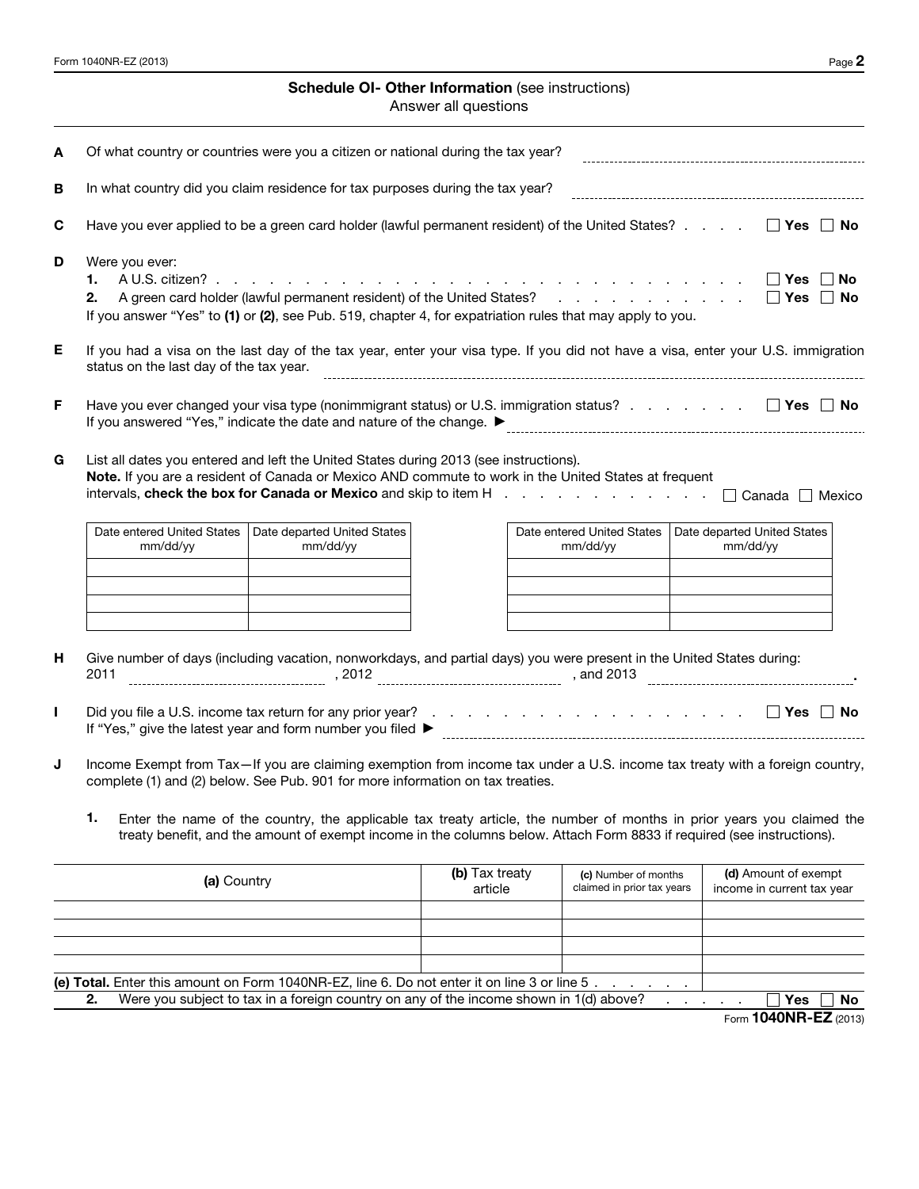## Schedule OI- Other Information (see instructions)

Answer all questions

**A** Of what country or countries were you a citizen or national during the tax year? ____________

**B** In what country did you claim residence for tax purposes during the tax year? ____________

**C** Have you ever applied to be a green card holder (lawful permanent resident) of the United States? . . . . ☐ **Yes** ☐ **No**

**D** Were you ever:

**1.** A U.S. citizen? . . . . . . . . . . . . . . . . . . . . . . . . . . . . . . . ☐ **Yes** ☐ **No**

**2.** A green card holder (lawful permanent resident) of the United States? . . . . . . . . . . . ☐ **Yes** ☐ **No**

If you answer "Yes" to **(1)** or **(2)**, see Pub. 519, chapter 4, for expatriation rules that may apply to you.

**E** If you had a visa on the last day of the tax year, enter your visa type. If you did not have a visa, enter your U.S. immigration status on the last day of the tax year. ____________

**F** Have you ever changed your visa type (nonimmigrant status) or U.S. immigration status? . . . . . . . . ☐ **Yes** ☐ **No**

If you answered "Yes," indicate the date and nature of the change. ► ____________

**G** List all dates you entered and left the United States during 2013 (see instructions).

**Note.** If you are a resident of Canada or Mexico AND commute to work in the United States at frequent intervals, **check the box for Canada or Mexico** and skip to item H . . . . . . . . . . . . . ☐ Canada ☐ Mexico

| Date entered United States mm/dd/yy | Date departed United States mm/dd/yy | Date entered United States mm/dd/yy | Date departed United States mm/dd/yy |
|---|---|---|---|
| | | | |
| | | | |
| | | | |
| | | | |

**H** Give number of days (including vacation, nonworkdays, and partial days) you were present in the United States during: 2011 ____________ , 2012 ____________ , and 2013 ____________ .

**I** Did you file a U.S. income tax return for any prior year? . . . . . . . . . . . . . . . . . . . ☐ **Yes** ☐ **No**

If "Yes," give the latest year and form number you filed ► ____________

**J** Income Exempt from Tax—If you are claiming exemption from income tax under a U.S. income tax treaty with a foreign country, complete (1) and (2) below. See Pub. 901 for more information on tax treaties.

**1.** Enter the name of the country, the applicable tax treaty article, the number of months in prior years you claimed the treaty benefit, and the amount of exempt income in the columns below. Attach Form 8833 if required (see instructions).

| **(a)** Country | **(b)** Tax treaty article | **(c)** Number of months claimed in prior tax years | **(d)** Amount of exempt income in current tax year |
|---|---|---|---|
| | | | |
| | | | |
| | | | |
| | | | |
| **(e) Total.** Enter this amount on Form 1040NR-EZ, line 6. Do not enter it on line 3 or line 5 . . . . . . | | | |

**2.** Were you subject to tax in a foreign country on any of the income shown in 1(d) above? . . . . . ☐ **Yes** ☐ **No**